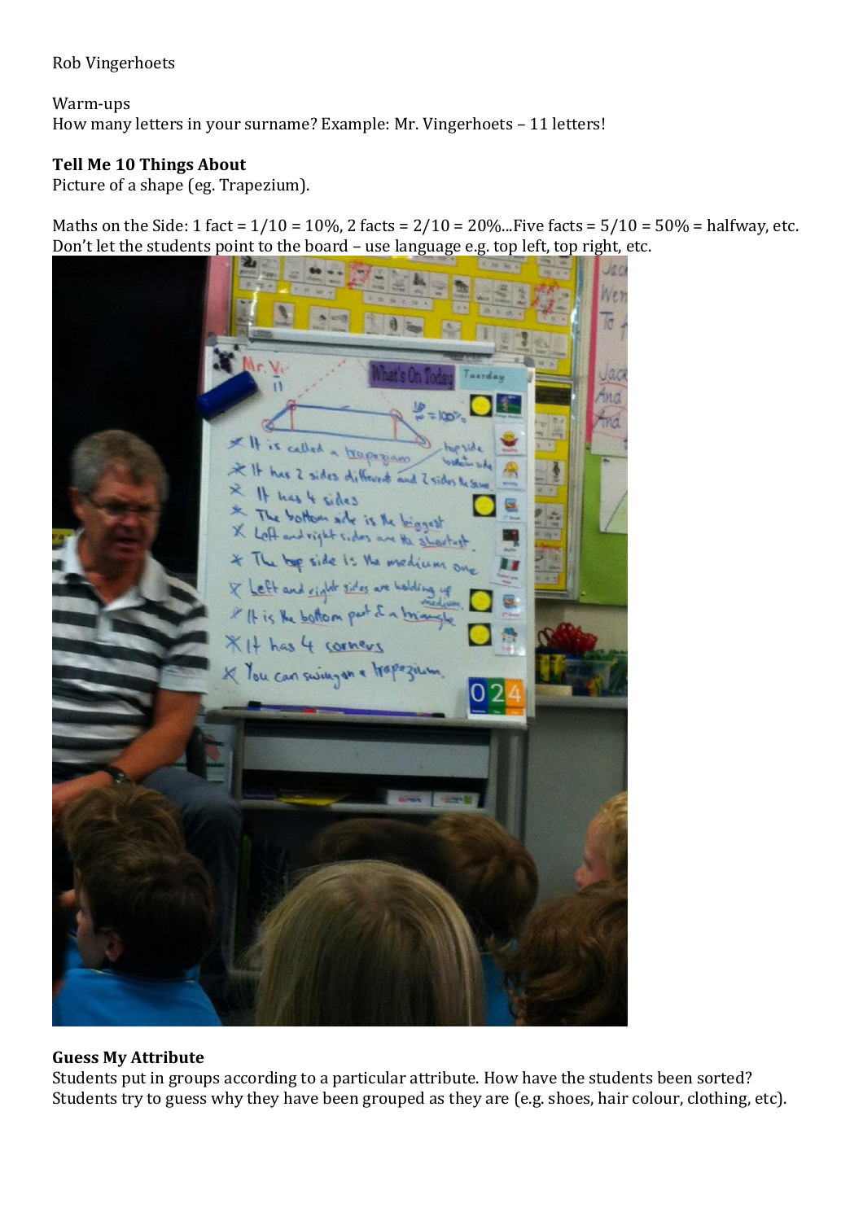Rob Vingerhoets

Warm-ups

How many letters in your surname? Example: Mr. Vingerhoets – 11 letters!

**Tell Me 10 Things About**

Picture of a shape (eg. Trapezium).

Maths on the Side: 1 fact = 1/10 = 10%, 2 facts = 2/10 = 20%...Five facts = 5/10 = 50% = halfway, etc.

Don't let the students point to the board – use language e.g. top left, top right, etc.

**Guess My Attribute**

Students put in groups according to a particular attribute. How have the students been sorted? Students try to guess why they have been grouped as they are (e.g. shoes, hair colour, clothing, etc).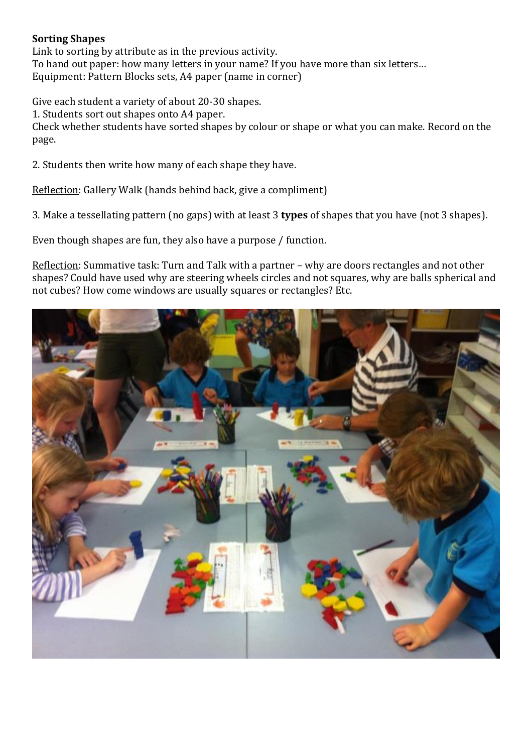**Sorting Shapes**

Link to sorting by attribute as in the previous activity.
To hand out paper: how many letters in your name? If you have more than six letters…
Equipment: Pattern Blocks sets, A4 paper (name in corner)

Give each student a variety of about 20-30 shapes.

1. Students sort out shapes onto A4 paper.

Check whether students have sorted shapes by colour or shape or what you can make. Record on the page.

2. Students then write how many of each shape they have.

Reflection: Gallery Walk (hands behind back, give a compliment)

3. Make a tessellating pattern (no gaps) with at least 3 **types** of shapes that you have (not 3 shapes).

Even though shapes are fun, they also have a purpose / function.

Reflection: Summative task: Turn and Talk with a partner – why are doors rectangles and not other shapes? Could have used why are steering wheels circles and not squares, why are balls spherical and not cubes? How come windows are usually squares or rectangles? Etc.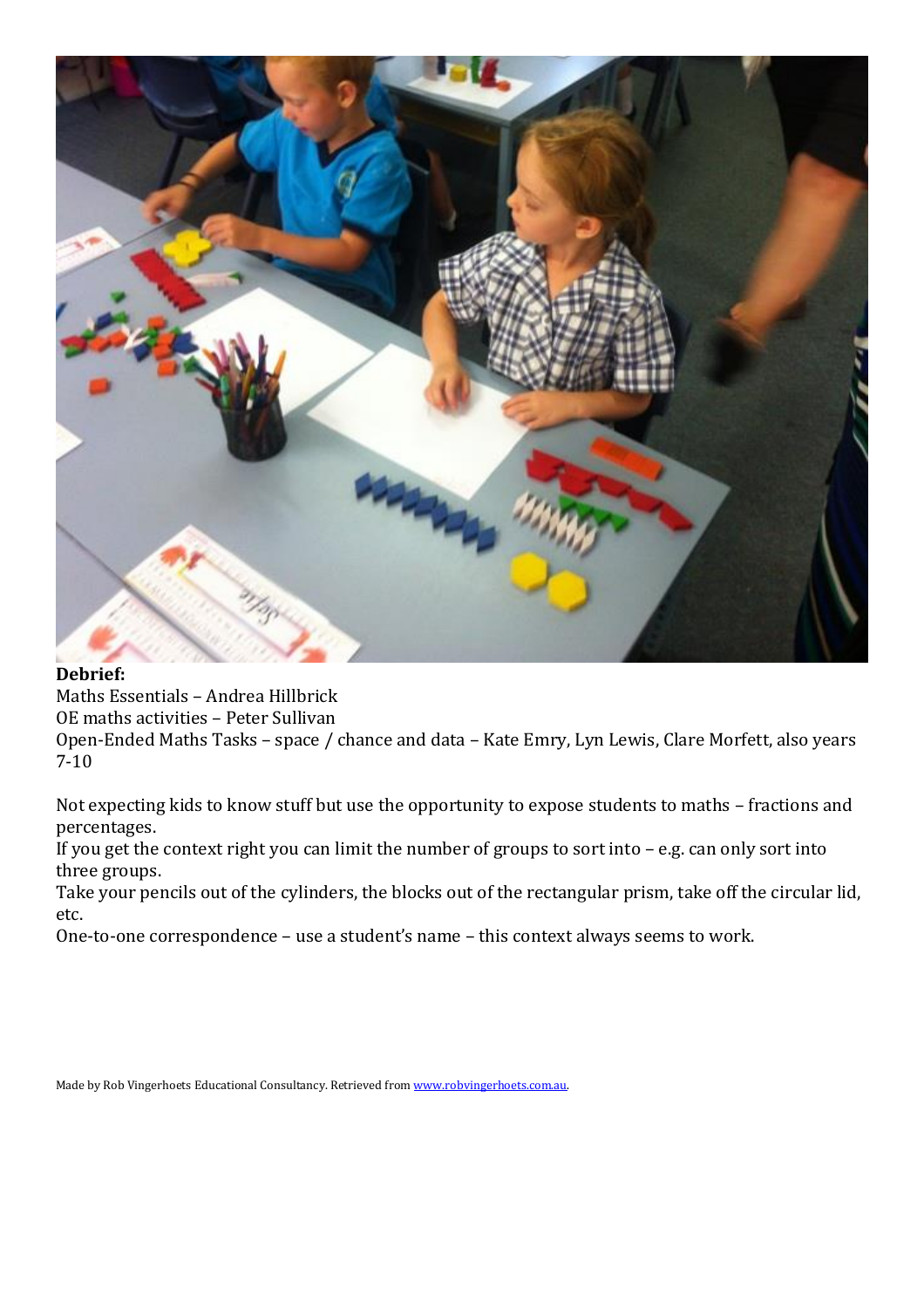**Debrief:**

Maths Essentials – Andrea Hillbrick
OE maths activities – Peter Sullivan
Open-Ended Maths Tasks – space / chance and data – Kate Emry, Lyn Lewis, Clare Morfett, also years 7-10

Not expecting kids to know stuff but use the opportunity to expose students to maths – fractions and percentages.
If you get the context right you can limit the number of groups to sort into – e.g. can only sort into three groups.
Take your pencils out of the cylinders, the blocks out of the rectangular prism, take off the circular lid, etc.
One-to-one correspondence – use a student's name – this context always seems to work.

Made by Rob Vingerhoets Educational Consultancy. Retrieved from www.robvingerhoets.com.au.